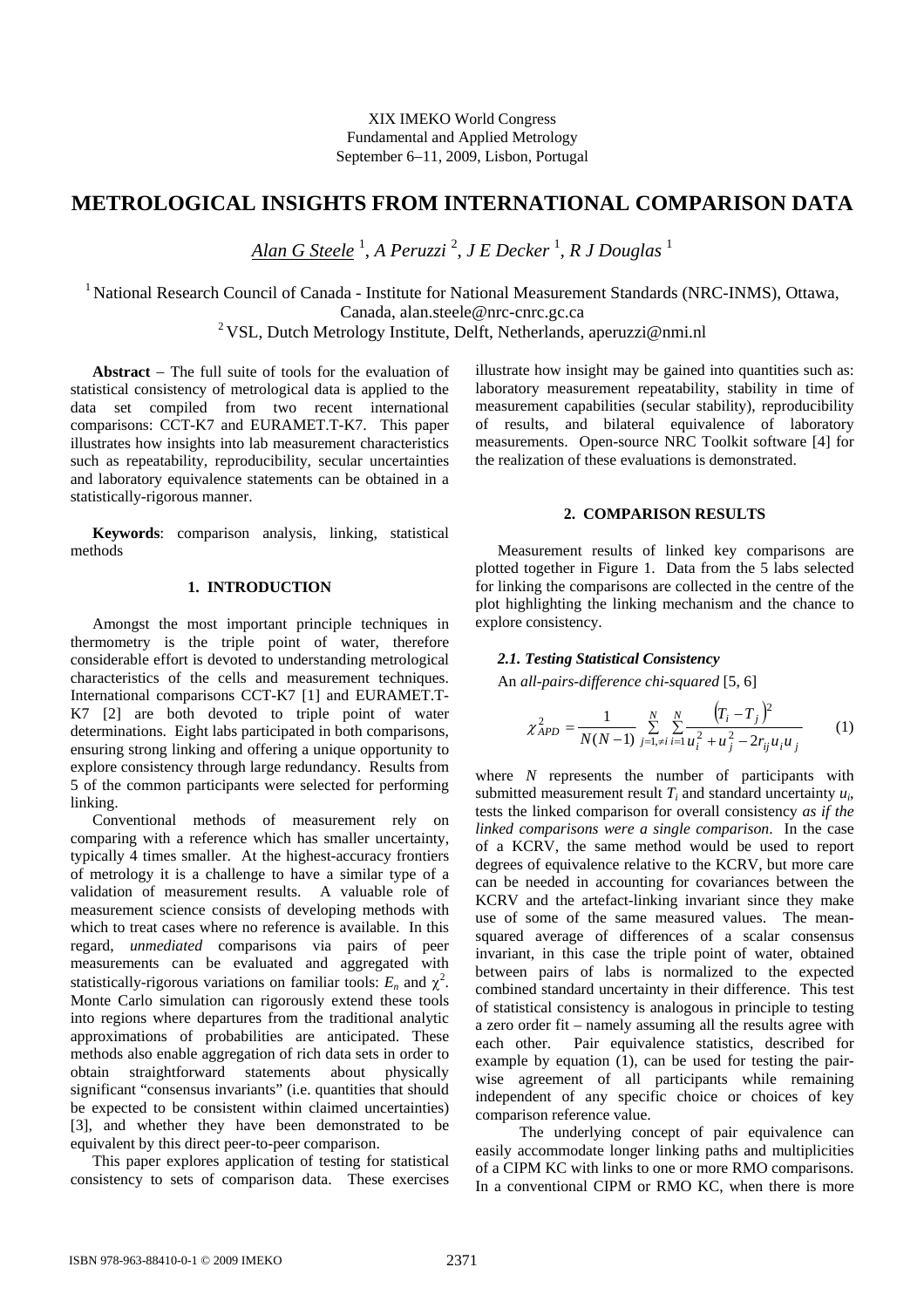XIX IMEKO World Congress
Fundamental and Applied Metrology
September 6–11, 2009, Lisbon, Portugal

# METROLOGICAL INSIGHTS FROM INTERNATIONAL COMPARISON DATA

*Alan G Steele* [1], *A Peruzzi* [2], *J E Decker* [1], *R J Douglas* [1]

[1] National Research Council of Canada - Institute for National Measurement Standards (NRC-INMS), Ottawa, Canada, alan.steele@nrc-cnrc.gc.ca
[2] VSL, Dutch Metrology Institute, Delft, Netherlands, aperuzzi@nmi.nl

**Abstract** – The full suite of tools for the evaluation of statistical consistency of metrological data is applied to the data set compiled from two recent international comparisons: CCT-K7 and EURAMET.T-K7. This paper illustrates how insights into lab measurement characteristics such as repeatability, reproducibility, secular uncertainties and laboratory equivalence statements can be obtained in a statistically-rigorous manner.

**Keywords**: comparison analysis, linking, statistical methods

## 1. INTRODUCTION

Amongst the most important principle techniques in thermometry is the triple point of water, therefore considerable effort is devoted to understanding metrological characteristics of the cells and measurement techniques. International comparisons CCT-K7 [1] and EURAMET.T-K7 [2] are both devoted to triple point of water determinations. Eight labs participated in both comparisons, ensuring strong linking and offering a unique opportunity to explore consistency through large redundancy. Results from 5 of the common participants were selected for performing linking.

Conventional methods of measurement rely on comparing with a reference which has smaller uncertainty, typically 4 times smaller. At the highest-accuracy frontiers of metrology it is a challenge to have a similar type of a validation of measurement results. A valuable role of measurement science consists of developing methods with which to treat cases where no reference is available. In this regard, *unmediated* comparisons via pairs of peer measurements can be evaluated and aggregated with statistically-rigorous variations on familiar tools: $E_n$ and $\chi^2$. Monte Carlo simulation can rigorously extend these tools into regions where departures from the traditional analytic approximations of probabilities are anticipated. These methods also enable aggregation of rich data sets in order to obtain straightforward statements about physically significant "consensus invariants" (i.e. quantities that should be expected to be consistent within claimed uncertainties) [3], and whether they have been demonstrated to be equivalent by this direct peer-to-peer comparison.

This paper explores application of testing for statistical consistency to sets of comparison data. These exercises illustrate how insight may be gained into quantities such as: laboratory measurement repeatability, stability in time of measurement capabilities (secular stability), reproducibility of results, and bilateral equivalence of laboratory measurements. Open-source NRC Toolkit software [4] for the realization of these evaluations is demonstrated.

## 2. COMPARISON RESULTS

Measurement results of linked key comparisons are plotted together in Figure 1. Data from the 5 labs selected for linking the comparisons are collected in the centre of the plot highlighting the linking mechanism and the chance to explore consistency.

### *2.1. Testing Statistical Consistency*

An *all-pairs-difference chi-squared* [5, 6]

$$\chi^2_{APD} = \frac{1}{N(N-1)} \sum_{j=1,\neq i}^{N} \sum_{i=1}^{N} \frac{\left(T_i - T_j\right)^2}{u_i^2 + u_j^2 - 2r_{ij}u_i u_j} \qquad (1)$$

where $N$ represents the number of participants with submitted measurement result $T_i$ and standard uncertainty $u_i$, tests the linked comparison for overall consistency *as if the linked comparisons were a single comparison*. In the case of a KCRV, the same method would be used to report degrees of equivalence relative to the KCRV, but more care can be needed in accounting for covariances between the KCRV and the artefact-linking invariant since they make use of some of the same measured values. The mean-squared average of differences of a scalar consensus invariant, in this case the triple point of water, obtained between pairs of labs is normalized to the expected combined standard uncertainty in their difference. This test of statistical consistency is analogous in principle to testing a zero order fit – namely assuming all the results agree with each other. Pair equivalence statistics, described for example by equation (1), can be used for testing the pair-wise agreement of all participants while remaining independent of any specific choice or choices of key comparison reference value.

The underlying concept of pair equivalence can easily accommodate longer linking paths and multiplicities of a CIPM KC with links to one or more RMO comparisons. In a conventional CIPM or RMO KC, when there is more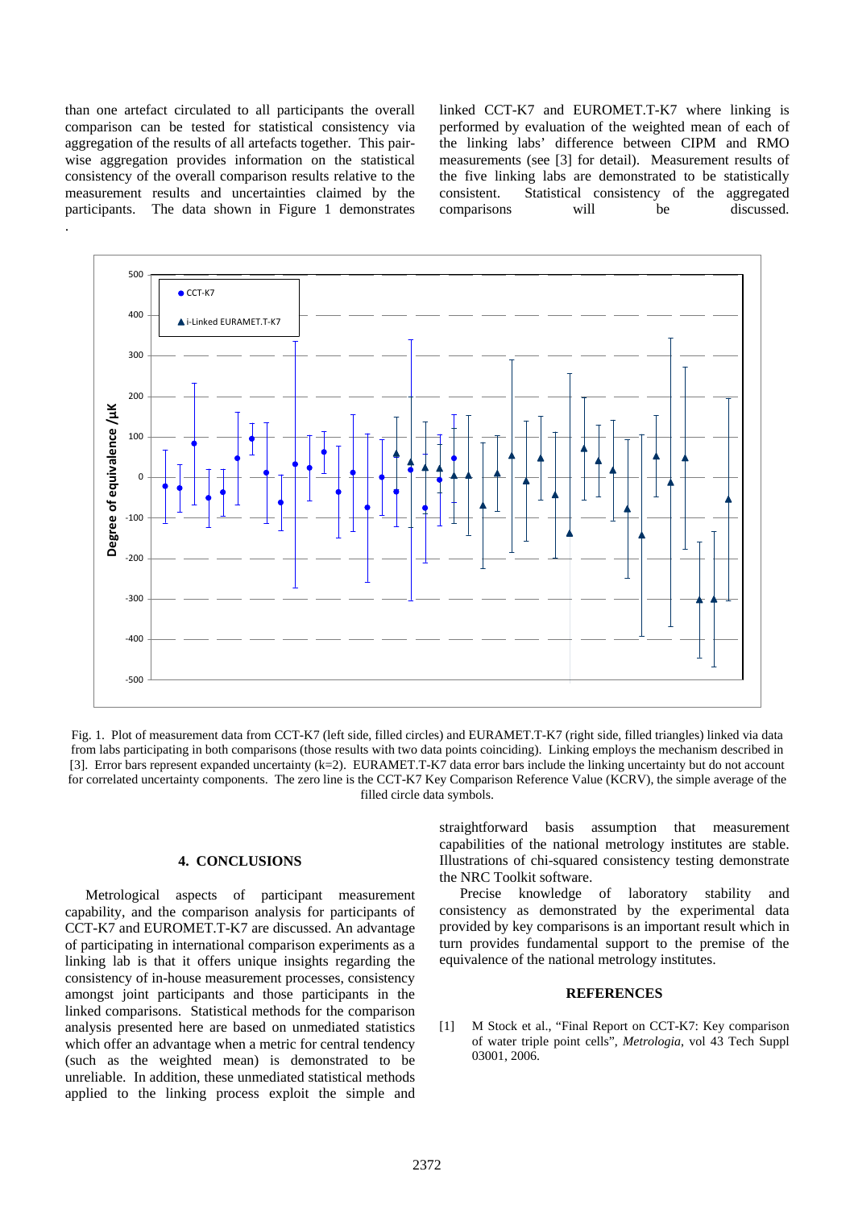than one artefact circulated to all participants the overall comparison can be tested for statistical consistency via aggregation of the results of all artefacts together. This pair-wise aggregation provides information on the statistical consistency of the overall comparison results relative to the measurement results and uncertainties claimed by the participants. The data shown in Figure 1 demonstrates linked CCT-K7 and EUROMET.T-K7 where linking is performed by evaluation of the weighted mean of each of the linking labs' difference between CIPM and RMO measurements (see [3] for detail). Measurement results of the five linking labs are demonstrated to be statistically consistent. Statistical consistency of the aggregated comparisons will be discussed.

Fig. 1. Plot of measurement data from CCT-K7 (left side, filled circles) and EURAMET.T-K7 (right side, filled triangles) linked via data from labs participating in both comparisons (those results with two data points coinciding). Linking employs the mechanism described in [3]. Error bars represent expanded uncertainty (k=2). EURAMET.T-K7 data error bars include the linking uncertainty but do not account for correlated uncertainty components. The zero line is the CCT-K7 Key Comparison Reference Value (KCRV), the simple average of the filled circle data symbols.

## 4. CONCLUSIONS

Metrological aspects of participant measurement capability, and the comparison analysis for participants of CCT-K7 and EUROMET.T-K7 are discussed. An advantage of participating in international comparison experiments as a linking lab is that it offers unique insights regarding the consistency of in-house measurement processes, consistency amongst joint participants and those participants in the linked comparisons. Statistical methods for the comparison analysis presented here are based on unmediated statistics which offer an advantage when a metric for central tendency (such as the weighted mean) is demonstrated to be unreliable. In addition, these unmediated statistical methods applied to the linking process exploit the simple and straightforward basis assumption that measurement capabilities of the national metrology institutes are stable. Illustrations of chi-squared consistency testing demonstrate the NRC Toolkit software.

Precise knowledge of laboratory stability and consistency as demonstrated by the experimental data provided by key comparisons is an important result which in turn provides fundamental support to the premise of the equivalence of the national metrology institutes.

## REFERENCES

[1] M Stock et al., "Final Report on CCT-K7: Key comparison of water triple point cells", *Metrologia*, vol 43 Tech Suppl 03001, 2006.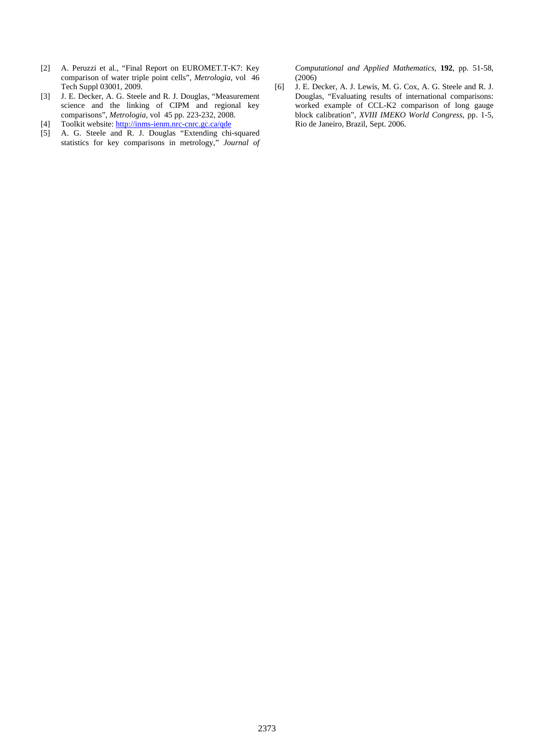[2] A. Peruzzi et al., “Final Report on EUROMET.T-K7: Key comparison of water triple point cells”, *Metrologia*, vol 46 Tech Suppl 03001, 2009.

[3] J. E. Decker, A. G. Steele and R. J. Douglas, “Measurement science and the linking of CIPM and regional key comparisons”, *Metrologia*, vol 45 pp. 223-232, 2008.

[4] Toolkit website: http://inms-ienm.nrc-cnrc.gc.ca/qde

[5] A. G. Steele and R. J. Douglas “Extending chi-squared statistics for key comparisons in metrology,” *Journal of Computational and Applied Mathematics*, **192**, pp. 51-58, (2006)

[6] J. E. Decker, A. J. Lewis, M. G. Cox, A. G. Steele and R. J. Douglas, “Evaluating results of international comparisons: worked example of CCL-K2 comparison of long gauge block calibration”, *XVIII IMEKO World Congress*, pp. 1-5, Rio de Janeiro, Brazil, Sept. 2006.